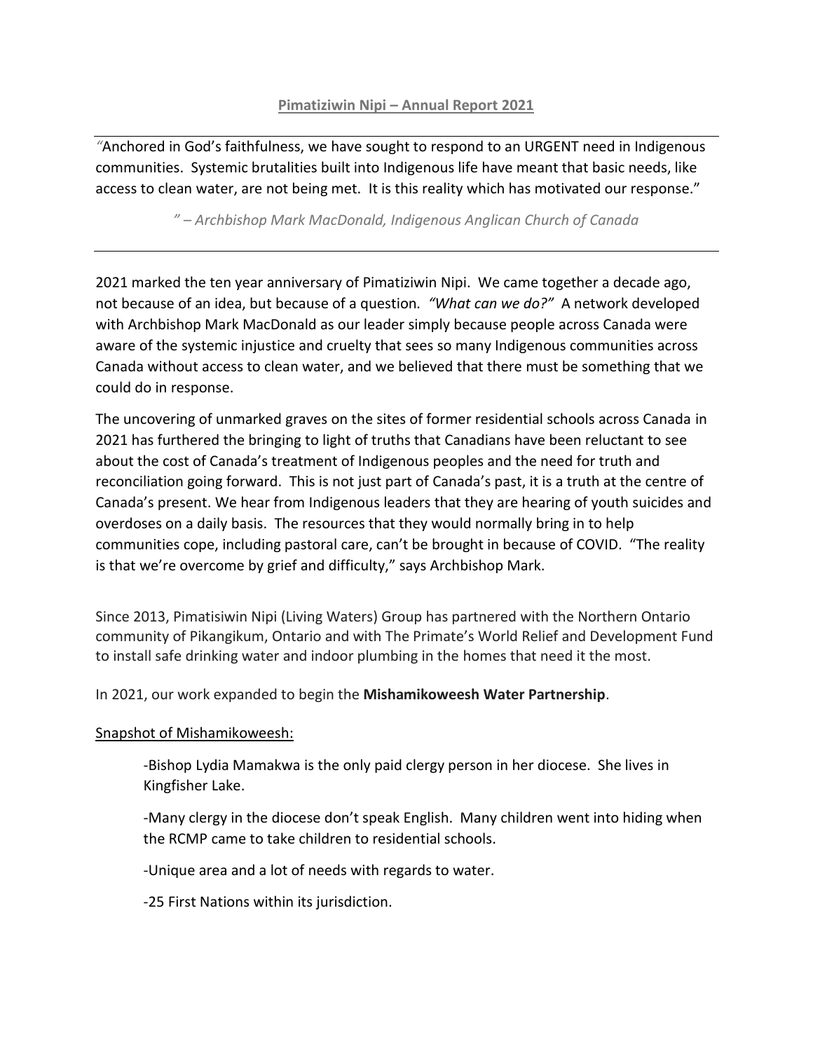**Pimatiziwin Nipi – Annual Report 2021**

---

*"*Anchored in God's faithfulness, we have sought to respond to an URGENT need in Indigenous communities. Systemic brutalities built into Indigenous life have meant that basic needs, like access to clean water, are not being met. It is this reality which has motivated our response."

*" – Archbishop Mark MacDonald, Indigenous Anglican Church of Canada*

---

2021 marked the ten year anniversary of Pimatiziwin Nipi. We came together a decade ago, not because of an idea, but because of a question. *"What can we do?"* A network developed with Archbishop Mark MacDonald as our leader simply because people across Canada were aware of the systemic injustice and cruelty that sees so many Indigenous communities across Canada without access to clean water, and we believed that there must be something that we could do in response.

The uncovering of unmarked graves on the sites of former residential schools across Canada in 2021 has furthered the bringing to light of truths that Canadians have been reluctant to see about the cost of Canada's treatment of Indigenous peoples and the need for truth and reconciliation going forward. This is not just part of Canada's past, it is a truth at the centre of Canada's present. We hear from Indigenous leaders that they are hearing of youth suicides and overdoses on a daily basis. The resources that they would normally bring in to help communities cope, including pastoral care, can't be brought in because of COVID. "The reality is that we're overcome by grief and difficulty," says Archbishop Mark.

Since 2013, Pimatisiwin Nipi (Living Waters) Group has partnered with the Northern Ontario community of Pikangikum, Ontario and with The Primate's World Relief and Development Fund to install safe drinking water and indoor plumbing in the homes that need it the most.

In 2021, our work expanded to begin the **Mishamikoweesh Water Partnership**.

Snapshot of Mishamikoweesh:

-Bishop Lydia Mamakwa is the only paid clergy person in her diocese. She lives in Kingfisher Lake.

-Many clergy in the diocese don't speak English. Many children went into hiding when the RCMP came to take children to residential schools.

-Unique area and a lot of needs with regards to water.

-25 First Nations within its jurisdiction.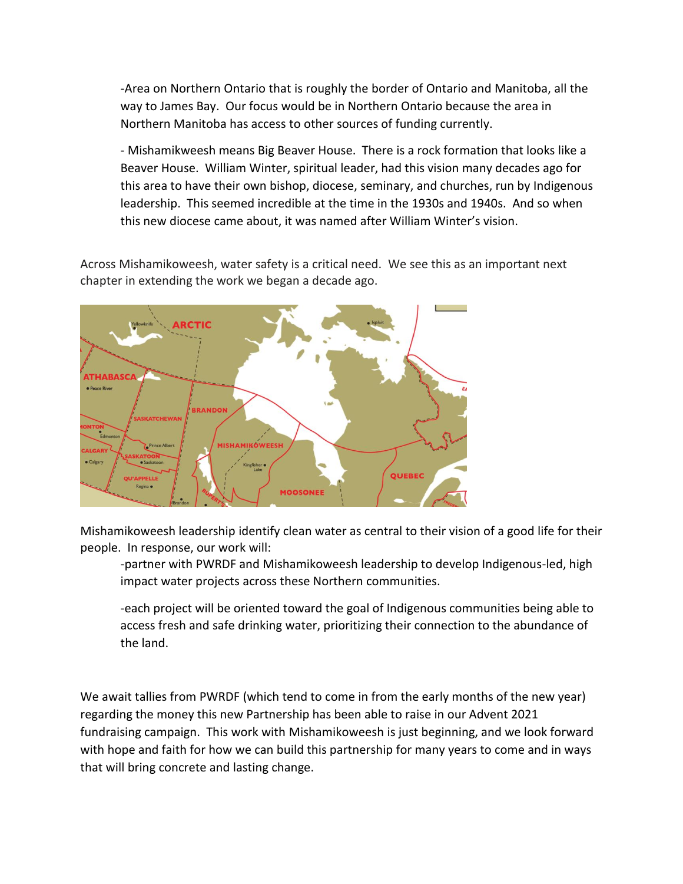-Area on Northern Ontario that is roughly the border of Ontario and Manitoba, all the way to James Bay. Our focus would be in Northern Ontario because the area in Northern Manitoba has access to other sources of funding currently.

- Mishamikweesh means Big Beaver House. There is a rock formation that looks like a Beaver House. William Winter, spiritual leader, had this vision many decades ago for this area to have their own bishop, diocese, seminary, and churches, run by Indigenous leadership. This seemed incredible at the time in the 1930s and 1940s. And so when this new diocese came about, it was named after William Winter's vision.

Across Mishamikoweesh, water safety is a critical need. We see this as an important next chapter in extending the work we began a decade ago.

ARCTIC
Yellowknife
Iqaluit
ATHABASCA
Peace River
BRANDON
SASKATCHEWAN
MONTON
Edmonton
Prince Albert
MISHAMIKOWEESH
CALGARY
Calgary
SASKATOON
Saskatoon
Kingfisher Lake
QU'APPELLE
Regina
Brandon
RUPERT'S
MOOSONEE
QUEBEC

Mishamikoweesh leadership identify clean water as central to their vision of a good life for their people. In response, our work will:

-partner with PWRDF and Mishamikoweesh leadership to develop Indigenous-led, high impact water projects across these Northern communities.

-each project will be oriented toward the goal of Indigenous communities being able to access fresh and safe drinking water, prioritizing their connection to the abundance of the land.

We await tallies from PWRDF (which tend to come in from the early months of the new year) regarding the money this new Partnership has been able to raise in our Advent 2021 fundraising campaign. This work with Mishamikoweesh is just beginning, and we look forward with hope and faith for how we can build this partnership for many years to come and in ways that will bring concrete and lasting change.